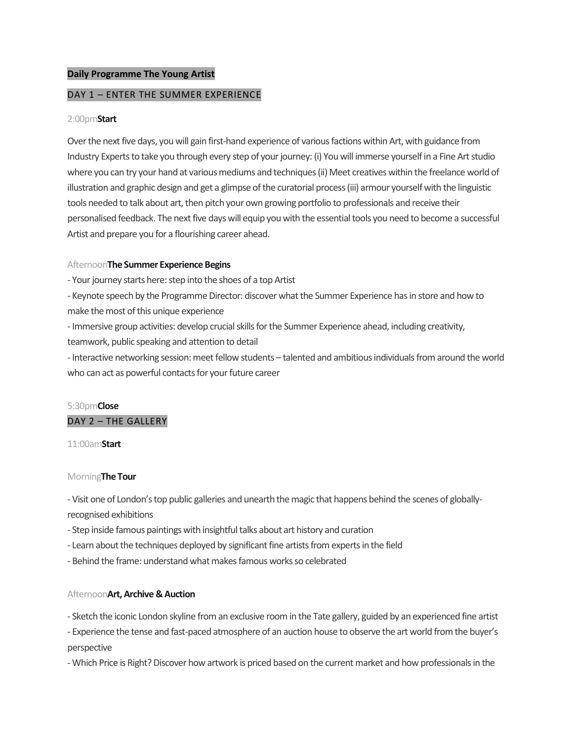# Daily Programme The Young Artist

## DAY 1 – ENTER THE SUMMER EXPERIENCE

2:00pm **Start**

Over the next five days, you will gain first-hand experience of various factions within Art, with guidance from Industry Experts to take you through every step of your journey: (i) You will immerse yourself in a Fine Art studio where you can try your hand at various mediums and techniques (ii) Meet creatives within the freelance world of illustration and graphic design and get a glimpse of the curatorial process (iii) armour yourself with the linguistic tools needed to talk about art, then pitch your own growing portfolio to professionals and receive their personalised feedback. The next five days will equip you with the essential tools you need to become a successful Artist and prepare you for a flourishing career ahead.

Afternoon **The Summer Experience Begins**

- Your journey starts here: step into the shoes of a top Artist
- Keynote speech by the Programme Director: discover what the Summer Experience has in store and how to make the most of this unique experience
- Immersive group activities: develop crucial skills for the Summer Experience ahead, including creativity, teamwork, public speaking and attention to detail
- Interactive networking session: meet fellow students – talented and ambitious individuals from around the world who can act as powerful contacts for your future career

5:30pm **Close**

## DAY 2 – THE GALLERY

11:00am **Start**

Morning **The Tour**

- Visit one of London's top public galleries and unearth the magic that happens behind the scenes of globally-recognised exhibitions
- Step inside famous paintings with insightful talks about art history and curation
- Learn about the techniques deployed by significant fine artists from experts in the field
- Behind the frame: understand what makes famous works so celebrated

Afternoon **Art, Archive & Auction**

- Sketch the iconic London skyline from an exclusive room in the Tate gallery, guided by an experienced fine artist
- Experience the tense and fast-paced atmosphere of an auction house to observe the art world from the buyer's perspective
- Which Price is Right? Discover how artwork is priced based on the current market and how professionals in the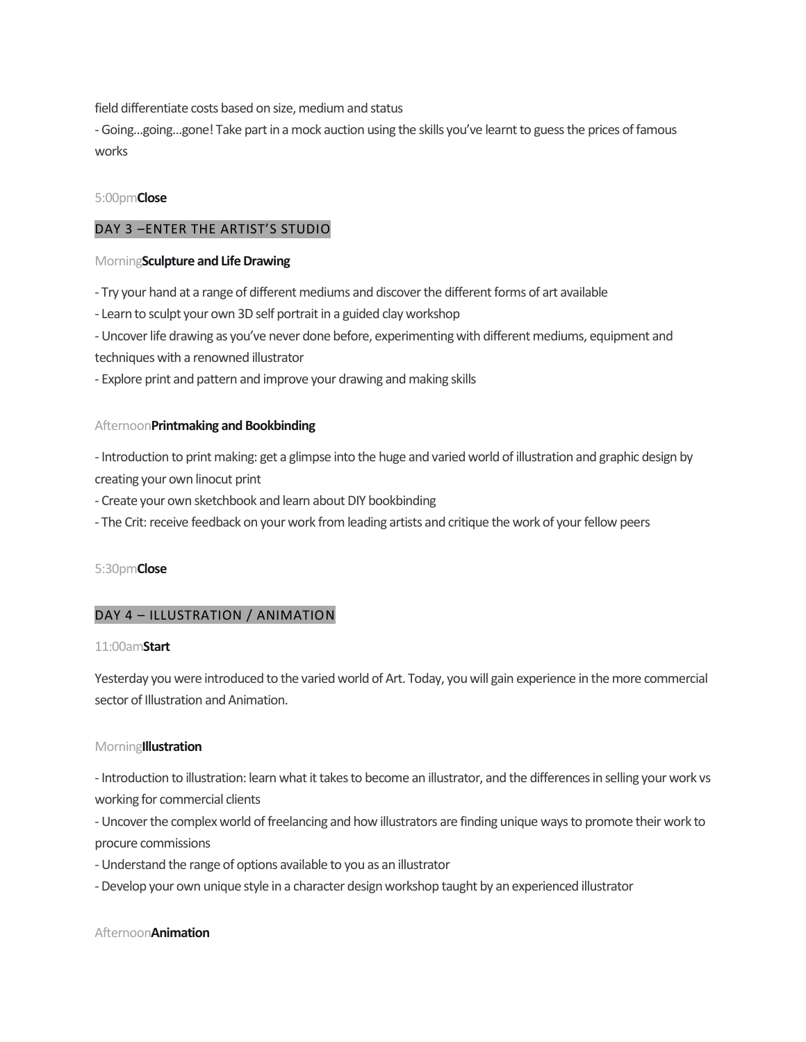field differentiate costs based on size, medium and status

- Going…going…gone! Take part in a mock auction using the skills you've learnt to guess the prices of famous works

5:00pm**Close**

## DAY 3 –ENTER THE ARTIST'S STUDIO

Morning**Sculpture and Life Drawing**

- Try your hand at a range of different mediums and discover the different forms of art available
- Learn to sculpt your own 3D self portrait in a guided clay workshop
- Uncover life drawing as you've never done before, experimenting with different mediums, equipment and techniques with a renowned illustrator
- Explore print and pattern and improve your drawing and making skills

Afternoon**Printmaking and Bookbinding**

- Introduction to print making: get a glimpse into the huge and varied world of illustration and graphic design by creating your own linocut print
- Create your own sketchbook and learn about DIY bookbinding
- The Crit: receive feedback on your work from leading artists and critique the work of your fellow peers

5:30pm**Close**

## DAY 4 – ILLUSTRATION / ANIMATION

11:00am**Start**

Yesterday you were introduced to the varied world of Art. Today, you will gain experience in the more commercial sector of Illustration and Animation.

Morning**Illustration**

- Introduction to illustration: learn what it takes to become an illustrator, and the differences in selling your work vs working for commercial clients
- Uncover the complex world of freelancing and how illustrators are finding unique ways to promote their work to procure commissions
- Understand the range of options available to you as an illustrator
- Develop your own unique style in a character design workshop taught by an experienced illustrator

Afternoon**Animation**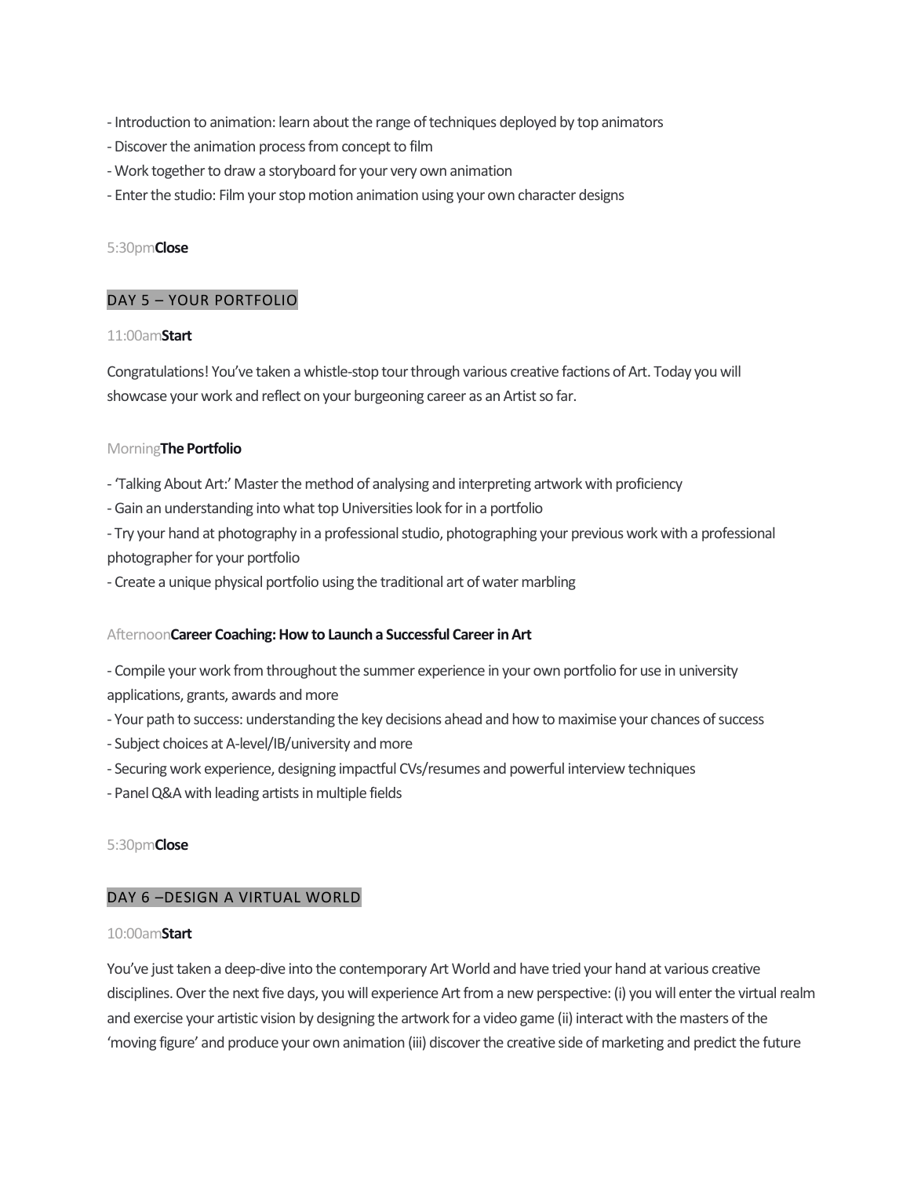- Introduction to animation: learn about the range of techniques deployed by top animators
- Discover the animation process from concept to film
- Work together to draw a storyboard for your very own animation
- Enter the studio: Film your stop motion animation using your own character designs

5:30pm **Close**

## DAY 5 – YOUR PORTFOLIO

11:00am **Start**

Congratulations! You've taken a whistle-stop tour through various creative factions of Art. Today you will showcase your work and reflect on your burgeoning career as an Artist so far.

Morning **The Portfolio**

- 'Talking About Art:' Master the method of analysing and interpreting artwork with proficiency
- Gain an understanding into what top Universities look for in a portfolio
- Try your hand at photography in a professional studio, photographing your previous work with a professional photographer for your portfolio
- Create a unique physical portfolio using the traditional art of water marbling

Afternoon **Career Coaching: How to Launch a Successful Career in Art**

- Compile your work from throughout the summer experience in your own portfolio for use in university applications, grants, awards and more
- Your path to success: understanding the key decisions ahead and how to maximise your chances of success
- Subject choices at A-level/IB/university and more
- Securing work experience, designing impactful CVs/resumes and powerful interview techniques
- Panel Q&A with leading artists in multiple fields

5:30pm **Close**

## DAY 6 –DESIGN A VIRTUAL WORLD

10:00am **Start**

You've just taken a deep-dive into the contemporary Art World and have tried your hand at various creative disciplines. Over the next five days, you will experience Art from a new perspective: (i) you will enter the virtual realm and exercise your artistic vision by designing the artwork for a video game (ii) interact with the masters of the 'moving figure' and produce your own animation (iii) discover the creative side of marketing and predict the future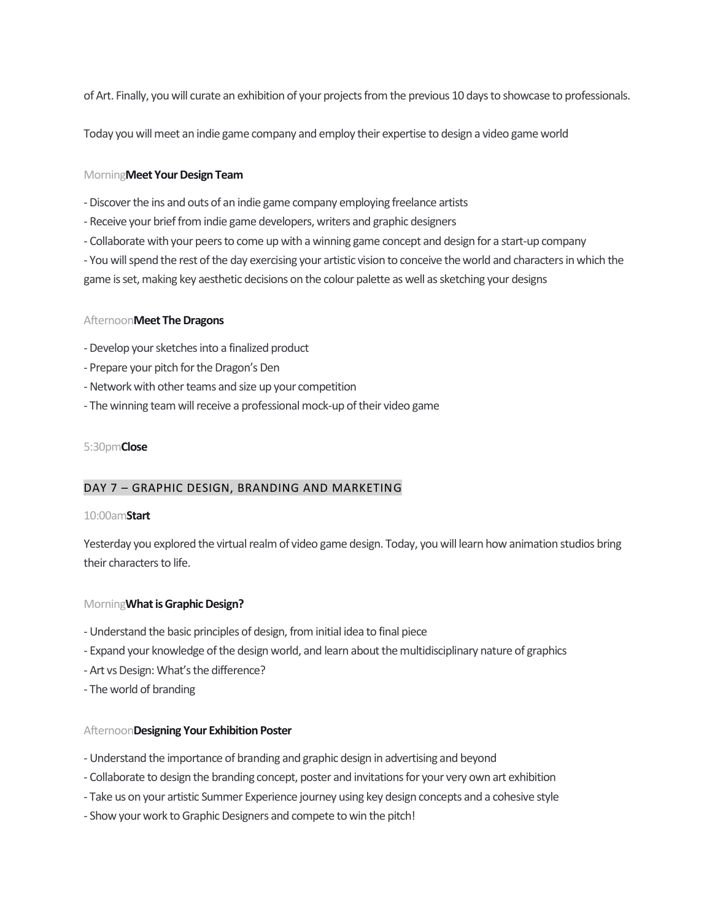of Art. Finally, you will curate an exhibition of your projects from the previous 10 days to showcase to professionals.

Today you will meet an indie game company and employ their expertise to design a video game world

Morning **Meet Your Design Team**

- Discover the ins and outs of an indie game company employing freelance artists
- Receive your brief from indie game developers, writers and graphic designers
- Collaborate with your peers to come up with a winning game concept and design for a start-up company
- You will spend the rest of the day exercising your artistic vision to conceive the world and characters in which the game is set, making key aesthetic decisions on the colour palette as well as sketching your designs

Afternoon **Meet The Dragons**

- Develop your sketches into a finalized product
- Prepare your pitch for the Dragon's Den
- Network with other teams and size up your competition
- The winning team will receive a professional mock-up of their video game

5:30pm **Close**

## DAY 7 – GRAPHIC DESIGN, BRANDING AND MARKETING

10:00am **Start**

Yesterday you explored the virtual realm of video game design. Today, you will learn how animation studios bring their characters to life.

Morning **What is Graphic Design?**

- Understand the basic principles of design, from initial idea to final piece
- Expand your knowledge of the design world, and learn about the multidisciplinary nature of graphics
- Art vs Design: What's the difference?
- The world of branding

Afternoon **Designing Your Exhibition Poster**

- Understand the importance of branding and graphic design in advertising and beyond
- Collaborate to design the branding concept, poster and invitations for your very own art exhibition
- Take us on your artistic Summer Experience journey using key design concepts and a cohesive style
- Show your work to Graphic Designers and compete to win the pitch!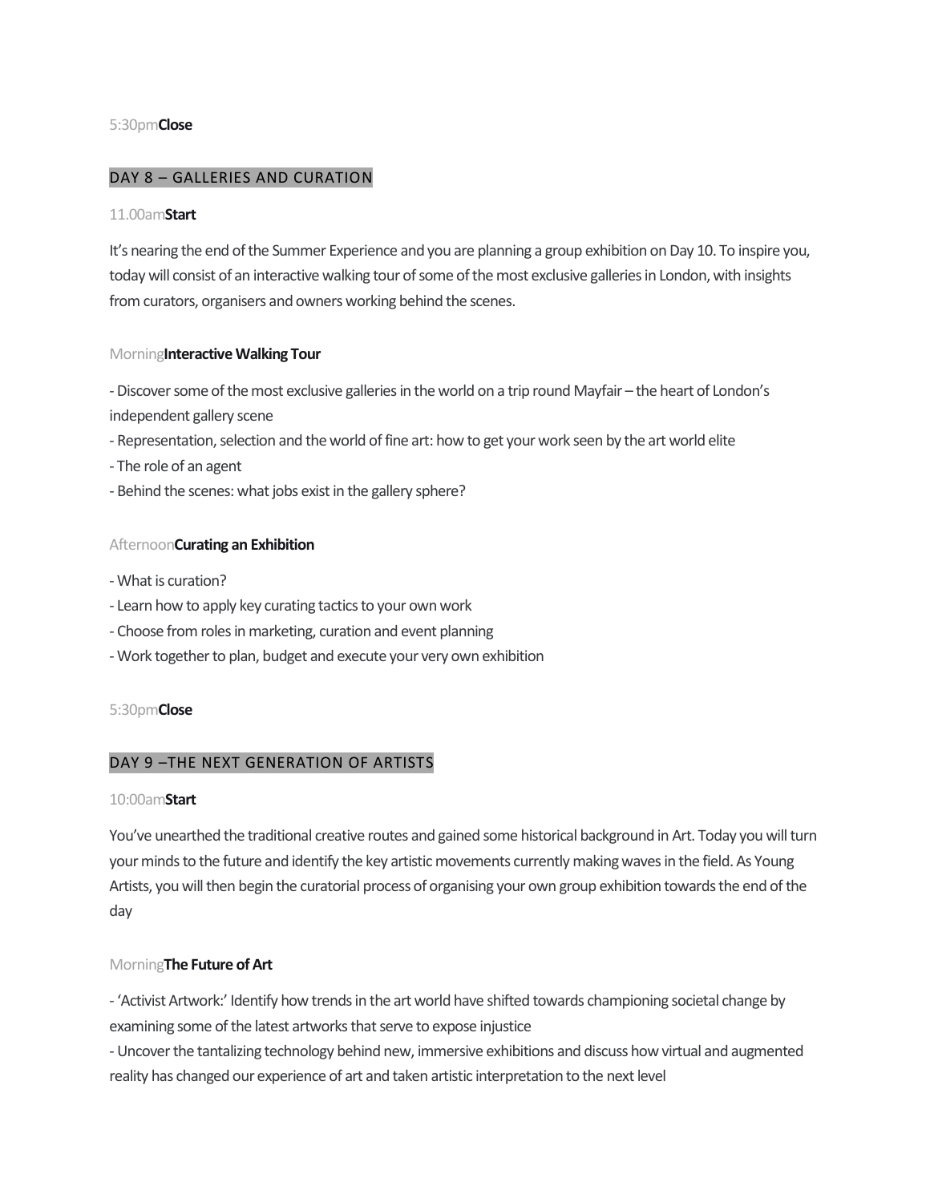5:30pm **Close**

## DAY 8 – GALLERIES AND CURATION

11.00am **Start**

It's nearing the end of the Summer Experience and you are planning a group exhibition on Day 10. To inspire you, today will consist of an interactive walking tour of some of the most exclusive galleries in London, with insights from curators, organisers and owners working behind the scenes.

Morning **Interactive Walking Tour**

- Discover some of the most exclusive galleries in the world on a trip round Mayfair – the heart of London's independent gallery scene
- Representation, selection and the world of fine art: how to get your work seen by the art world elite
- The role of an agent
- Behind the scenes: what jobs exist in the gallery sphere?

Afternoon **Curating an Exhibition**

- What is curation?
- Learn how to apply key curating tactics to your own work
- Choose from roles in marketing, curation and event planning
- Work together to plan, budget and execute your very own exhibition

5:30pm **Close**

## DAY 9 –THE NEXT GENERATION OF ARTISTS

10:00am **Start**

You've unearthed the traditional creative routes and gained some historical background in Art. Today you will turn your minds to the future and identify the key artistic movements currently making waves in the field. As Young Artists, you will then begin the curatorial process of organising your own group exhibition towards the end of the day

Morning **The Future of Art**

- 'Activist Artwork:' Identify how trends in the art world have shifted towards championing societal change by examining some of the latest artworks that serve to expose injustice
- Uncover the tantalizing technology behind new, immersive exhibitions and discuss how virtual and augmented reality has changed our experience of art and taken artistic interpretation to the next level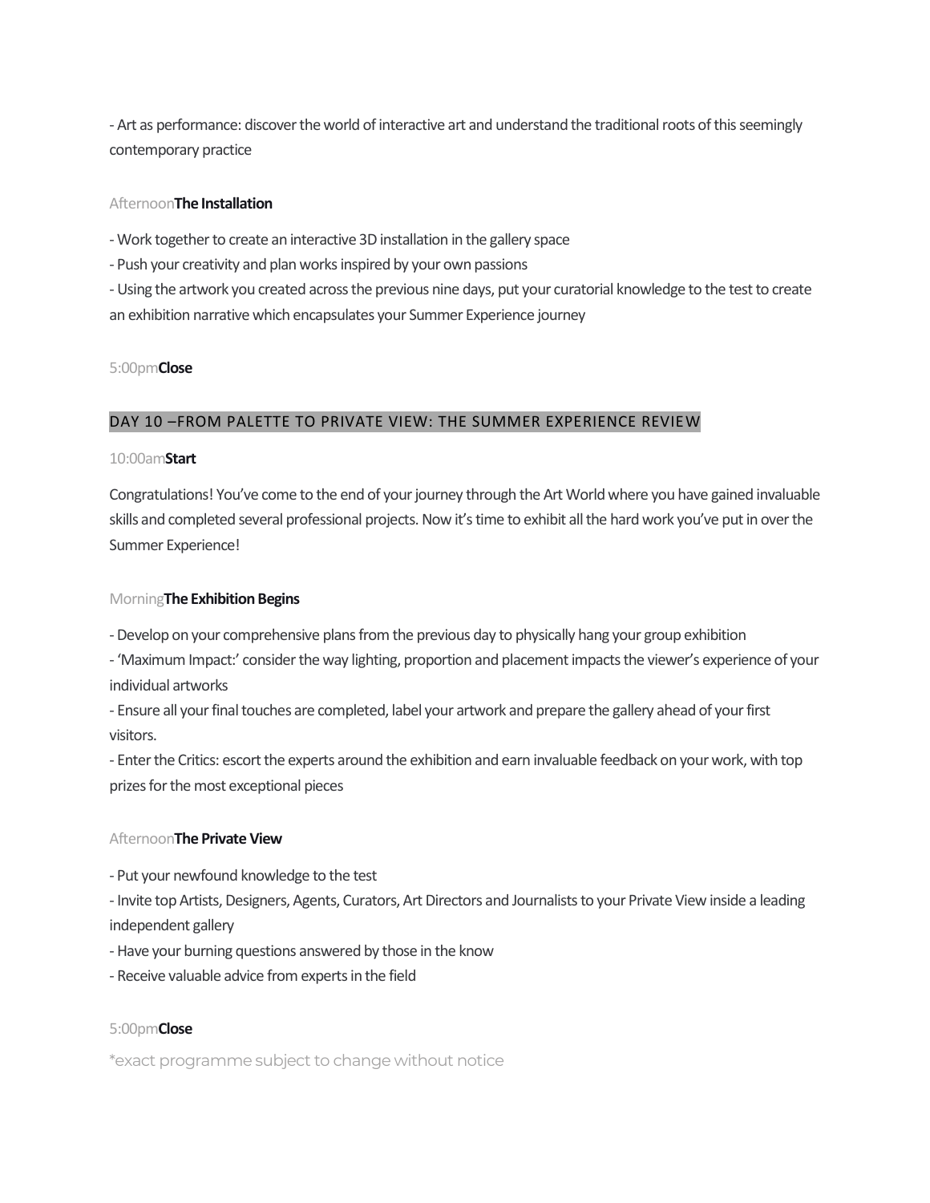- Art as performance: discover the world of interactive art and understand the traditional roots of this seemingly contemporary practice

Afternoon **The Installation**

- Work together to create an interactive 3D installation in the gallery space
- Push your creativity and plan works inspired by your own passions
- Using the artwork you created across the previous nine days, put your curatorial knowledge to the test to create an exhibition narrative which encapsulates your Summer Experience journey

5:00pm **Close**

## DAY 10 –FROM PALETTE TO PRIVATE VIEW: THE SUMMER EXPERIENCE REVIEW

10:00am **Start**

Congratulations! You've come to the end of your journey through the Art World where you have gained invaluable skills and completed several professional projects. Now it's time to exhibit all the hard work you've put in over the Summer Experience!

Morning **The Exhibition Begins**

- Develop on your comprehensive plans from the previous day to physically hang your group exhibition
- 'Maximum Impact:' consider the way lighting, proportion and placement impacts the viewer's experience of your individual artworks
- Ensure all your final touches are completed, label your artwork and prepare the gallery ahead of your first visitors.
- Enter the Critics: escort the experts around the exhibition and earn invaluable feedback on your work, with top prizes for the most exceptional pieces

Afternoon **The Private View**

- Put your newfound knowledge to the test
- Invite top Artists, Designers, Agents, Curators, Art Directors and Journalists to your Private View inside a leading independent gallery
- Have your burning questions answered by those in the know
- Receive valuable advice from experts in the field

5:00pm **Close**

*exact programme subject to change without notice